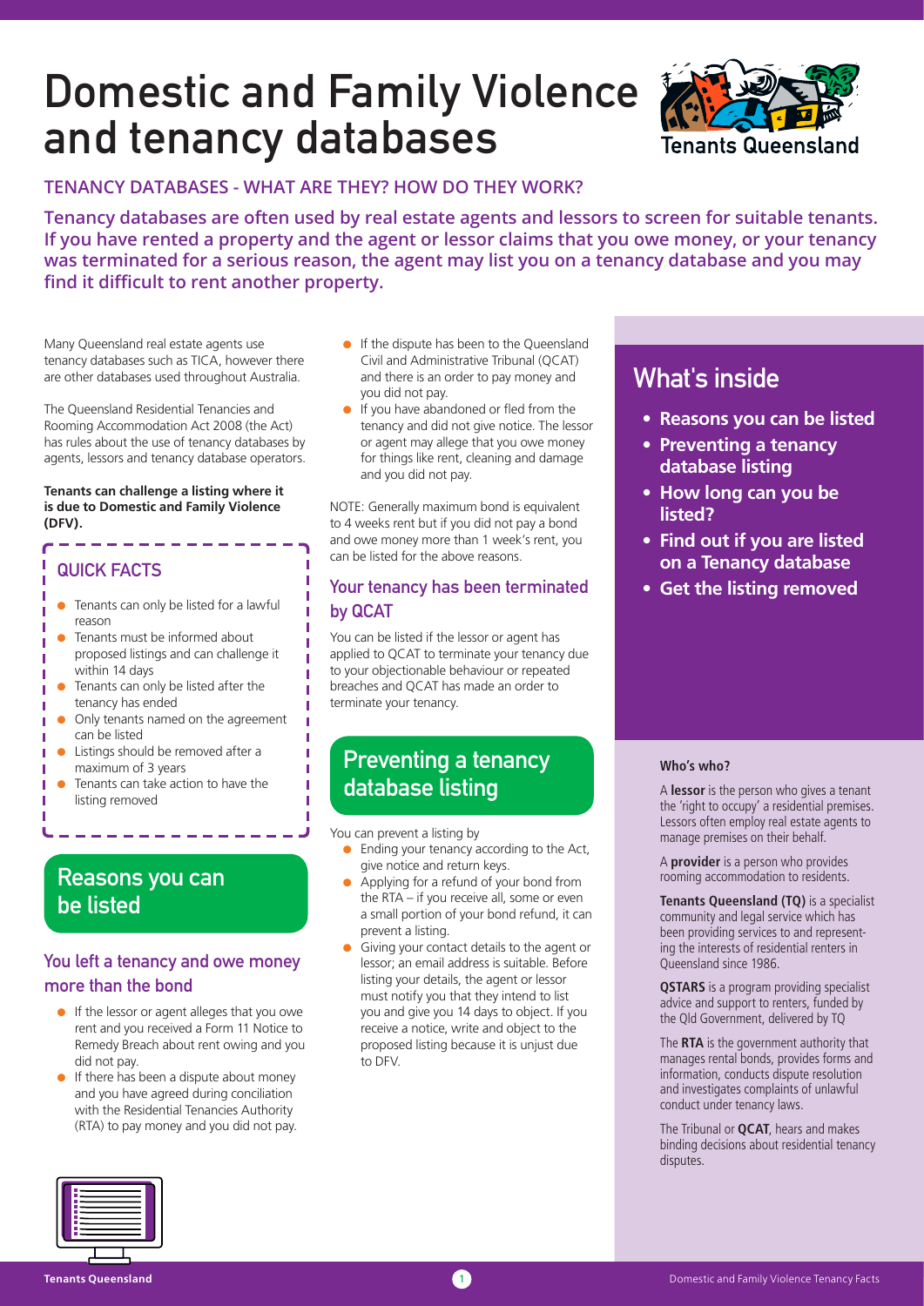# Domestic and Family Violence and tenancy databases

Tenants Queensland

## TENANCY DATABASES - WHAT ARE THEY? HOW DO THEY WORK?

**Tenancy databases are often used by real estate agents and lessors to screen for suitable tenants. If you have rented a property and the agent or lessor claims that you owe money, or your tenancy was terminated for a serious reason, the agent may list you on a tenancy database and you may find it difficult to rent another property.**

Many Queensland real estate agents use tenancy databases such as TICA, however there are other databases used throughout Australia.

The Queensland Residential Tenancies and Rooming Accommodation Act 2008 (the Act) has rules about the use of tenancy databases by agents, lessors and tenancy database operators.

**Tenants can challenge a listing where it is due to Domestic and Family Violence (DFV).**

### QUICK FACTS

- Tenants can only be listed for a lawful reason
- Tenants must be informed about proposed listings and can challenge it within 14 days
- Tenants can only be listed after the tenancy has ended
- Only tenants named on the agreement can be listed
- Listings should be removed after a maximum of 3 years
- Tenants can take action to have the listing removed

## Reasons you can be listed

### You left a tenancy and owe money more than the bond

- If the lessor or agent alleges that you owe rent and you received a Form 11 Notice to Remedy Breach about rent owing and you did not pay.
- If there has been a dispute about money and you have agreed during conciliation with the Residential Tenancies Authority (RTA) to pay money and you did not pay.
- If the dispute has been to the Queensland Civil and Administrative Tribunal (QCAT) and there is an order to pay money and you did not pay.
- If you have abandoned or fled from the tenancy and did not give notice. The lessor or agent may allege that you owe money for things like rent, cleaning and damage and you did not pay.

NOTE: Generally maximum bond is equivalent to 4 weeks rent but if you did not pay a bond and owe money more than 1 week's rent, you can be listed for the above reasons.

### Your tenancy has been terminated by QCAT

You can be listed if the lessor or agent has applied to QCAT to terminate your tenancy due to your objectionable behaviour or repeated breaches and QCAT has made an order to terminate your tenancy.

## Preventing a tenancy database listing

You can prevent a listing by

- Ending your tenancy according to the Act, give notice and return keys.
- Applying for a refund of your bond from the RTA – if you receive all, some or even a small portion of your bond refund, it can prevent a listing.
- Giving your contact details to the agent or lessor; an email address is suitable. Before listing your details, the agent or lessor must notify you that they intend to list you and give you 14 days to object. If you receive a notice, write and object to the proposed listing because it is unjust due to DFV.

## What's inside

- **Reasons you can be listed**
- **Preventing a tenancy database listing**
- **How long can you be listed?**
- **Find out if you are listed on a Tenancy database**
- **Get the listing removed**

**Who's who?**

A **lessor** is the person who gives a tenant the 'right to occupy' a residential premises. Lessors often employ real estate agents to manage premises on their behalf.

A **provider** is a person who provides rooming accommodation to residents.

**Tenants Queensland (TQ)** is a specialist community and legal service which has been providing services to and representing the interests of residential renters in Queensland since 1986.

**QSTARS** is a program providing specialist advice and support to renters, funded by the Qld Government, delivered by TQ

The **RTA** is the government authority that manages rental bonds, provides forms and information, conducts dispute resolution and investigates complaints of unlawful conduct under tenancy laws.

The Tribunal or **QCAT**, hears and makes binding decisions about residential tenancy disputes.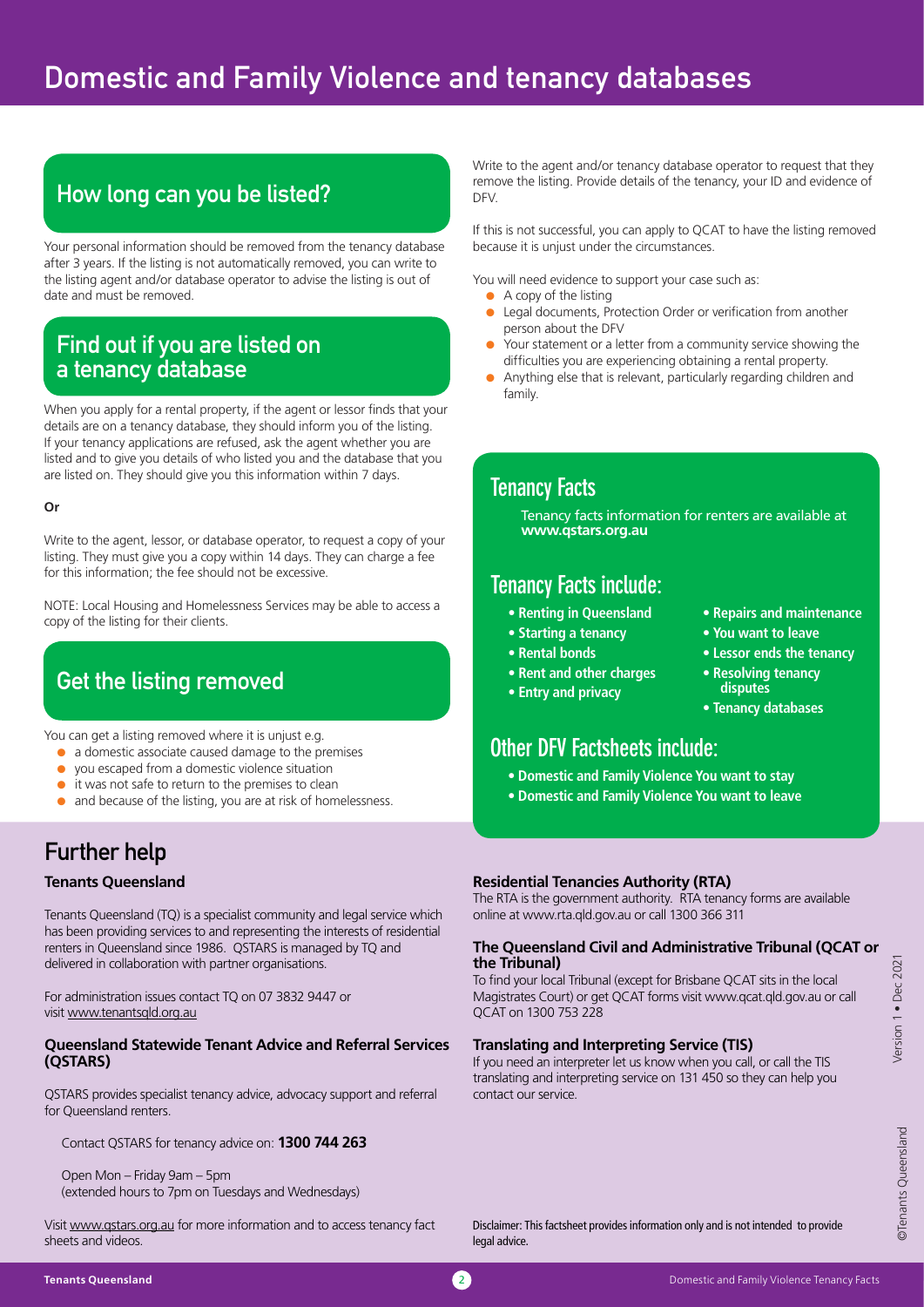# Domestic and Family Violence and tenancy databases

## How long can you be listed?

Your personal information should be removed from the tenancy database after 3 years. If the listing is not automatically removed, you can write to the listing agent and/or database operator to advise the listing is out of date and must be removed.

## Find out if you are listed on a tenancy database

When you apply for a rental property, if the agent or lessor finds that your details are on a tenancy database, they should inform you of the listing. If your tenancy applications are refused, ask the agent whether you are listed and to give you details of who listed you and the database that you are listed on. They should give you this information within 7 days.

**Or**

Write to the agent, lessor, or database operator, to request a copy of your listing. They must give you a copy within 14 days. They can charge a fee for this information; the fee should not be excessive.

NOTE: Local Housing and Homelessness Services may be able to access a copy of the listing for their clients.

## Get the listing removed

You can get a listing removed where it is unjust e.g.

- a domestic associate caused damage to the premises
- you escaped from a domestic violence situation
- it was not safe to return to the premises to clean
- and because of the listing, you are at risk of homelessness.

Write to the agent and/or tenancy database operator to request that they remove the listing. Provide details of the tenancy, your ID and evidence of DFV.

If this is not successful, you can apply to QCAT to have the listing removed because it is unjust under the circumstances.

You will need evidence to support your case such as:

- A copy of the listing
- Legal documents, Protection Order or verification from another person about the DFV
- Your statement or a letter from a community service showing the difficulties you are experiencing obtaining a rental property.
- Anything else that is relevant, particularly regarding children and family.

## Tenancy Facts

Tenancy facts information for renters are available at **www.qstars.org.au**

## Tenancy Facts include:

- **Renting in Queensland**
- **Starting a tenancy**
- **Rental bonds**
- **Rent and other charges**
- **Entry and privacy**
- **Repairs and maintenance**
- **You want to leave**
- **Lessor ends the tenancy**
- **Resolving tenancy disputes**
- **Tenancy databases**

## Other DFV Factsheets include:

- **Domestic and Family Violence You want to stay**
- **Domestic and Family Violence You want to leave**

## Further help

### Tenants Queensland

Tenants Queensland (TQ) is a specialist community and legal service which has been providing services to and representing the interests of residential renters in Queensland since 1986. QSTARS is managed by TQ and delivered in collaboration with partner organisations.

For administration issues contact TQ on 07 3832 9447 or visit www.tenantsqld.org.au

### Queensland Statewide Tenant Advice and Referral Services (QSTARS)

QSTARS provides specialist tenancy advice, advocacy support and referral for Queensland renters.

Contact QSTARS for tenancy advice on: **1300 744 263**

Open Mon – Friday 9am – 5pm
(extended hours to 7pm on Tuesdays and Wednesdays)

Visit www.qstars.org.au for more information and to access tenancy fact sheets and videos.

### Residential Tenancies Authority (RTA)

The RTA is the government authority. RTA tenancy forms are available online at www.rta.qld.gov.au or call 1300 366 311

### The Queensland Civil and Administrative Tribunal (QCAT or the Tribunal)

To find your local Tribunal (except for Brisbane QCAT sits in the local Magistrates Court) or get QCAT forms visit www.qcat.qld.gov.au or call QCAT on 1300 753 228

### Translating and Interpreting Service (TIS)

If you need an interpreter let us know when you call, or call the TIS translating and interpreting service on 131 450 so they can help you contact our service.

Disclaimer: This factsheet provides information only and is not intended to provide legal advice.

Version 1 • Dec 2021

©Tenants Queensland